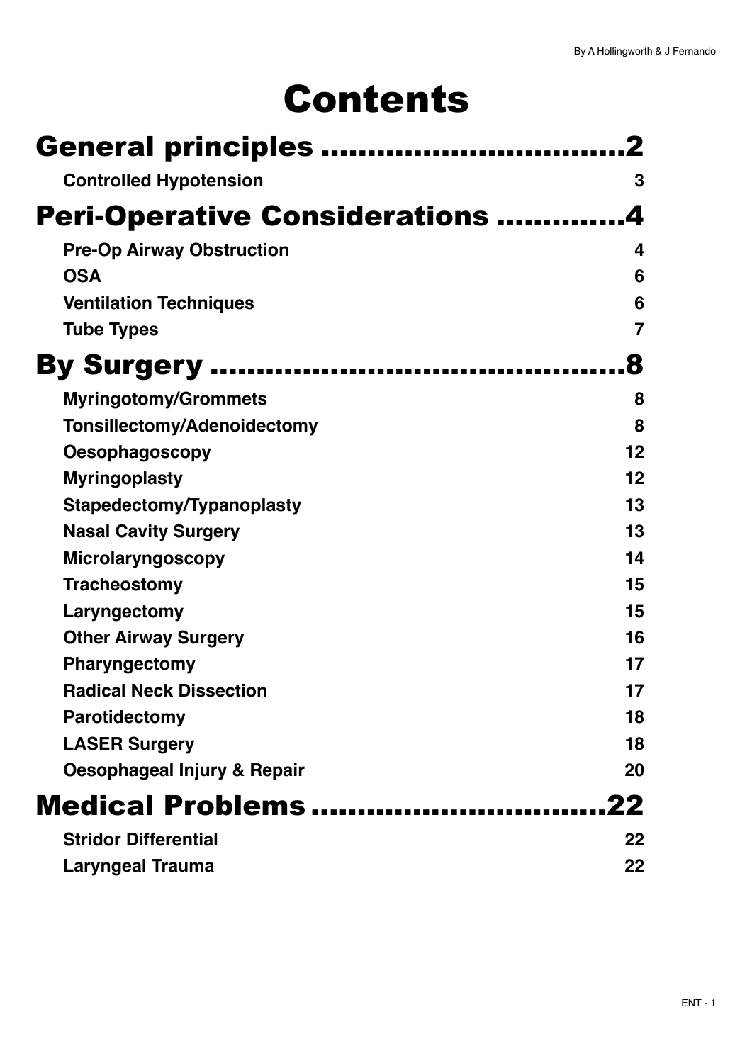# Contents

## General principles ..................................2

**Controlled Hypotension** 3

## Peri-Operative Considerations ..............4

**Pre-Op Airway Obstruction** 4

**OSA** 6

**Ventilation Techniques** 6

**Tube Types** 7

## By Surgery ..............................................8

**Myringotomy/Grommets** 8

**Tonsillectomy/Adenoidectomy** 8

**Oesophagoscopy** 12

**Myringoplasty** 12

**Stapedectomy/Typanoplasty** 13

**Nasal Cavity Surgery** 13

**Microlaryngoscopy** 14

**Tracheostomy** 15

**Laryngectomy** 15

**Other Airway Surgery** 16

**Pharyngectomy** 17

**Radical Neck Dissection** 17

**Parotidectomy** 18

**LASER Surgery** 18

**Oesophageal Injury & Repair** 20

## Medical Problems ................................22

**Stridor Differential** 22

**Laryngeal Trauma** 22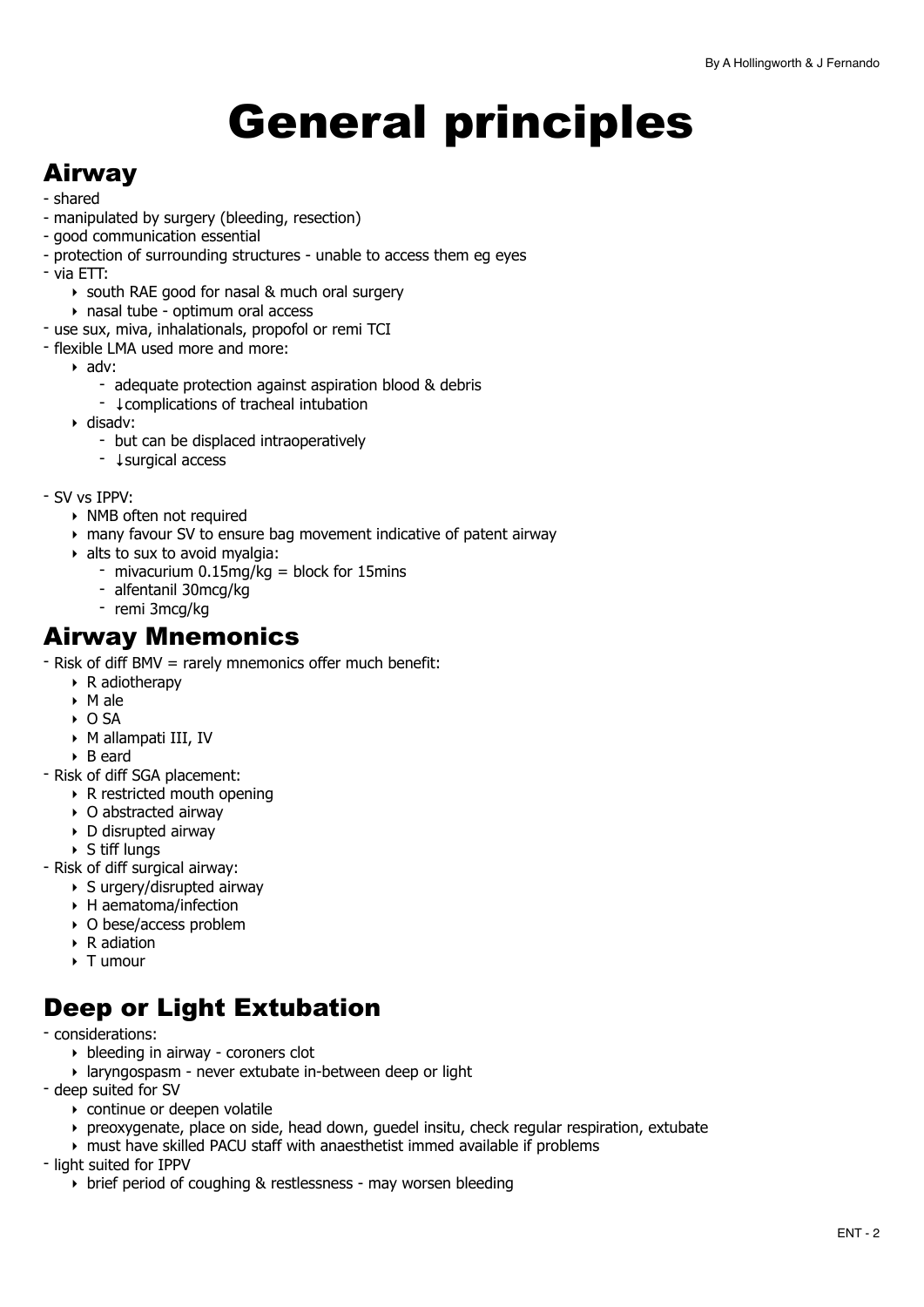# General principles

## Airway

- shared
- manipulated by surgery (bleeding, resection)
- good communication essential
- protection of surrounding structures - unable to access them eg eyes
- via ETT:
    - south RAE good for nasal & much oral surgery
    - nasal tube - optimum oral access
- use sux, miva, inhalationals, propofol or remi TCI
- flexible LMA used more and more:
    - adv:
        - adequate protection against aspiration blood & debris
        - ↓complications of tracheal intubation
    - disadv:
        - but can be displaced intraoperatively
        - ↓surgical access

- SV vs IPPV:
    - NMB often not required
    - many favour SV to ensure bag movement indicative of patent airway
    - alts to sux to avoid myalgia:
        - mivacurium 0.15mg/kg = block for 15mins
        - alfentanil 30mcg/kg
        - remi 3mcg/kg

## Airway Mnemonics

- Risk of diff BMV = rarely mnemonics offer much benefit:
    - R adiotherapy
    - M ale
    - O SA
    - M allampati III, IV
    - B eard
- Risk of diff SGA placement:
    - R restricted mouth opening
    - O abstracted airway
    - D disrupted airway
    - S tiff lungs
- Risk of diff surgical airway:
    - S urgery/disrupted airway
    - H aematoma/infection
    - O bese/access problem
    - R adiation
    - T umour

## Deep or Light Extubation

- considerations:
    - bleeding in airway - coroners clot
    - laryngospasm - never extubate in-between deep or light
- deep suited for SV
    - continue or deepen volatile
    - preoxygenate, place on side, head down, guedel insitu, check regular respiration, extubate
    - must have skilled PACU staff with anaesthetist immed available if problems
- light suited for IPPV
    - brief period of coughing & restlessness - may worsen bleeding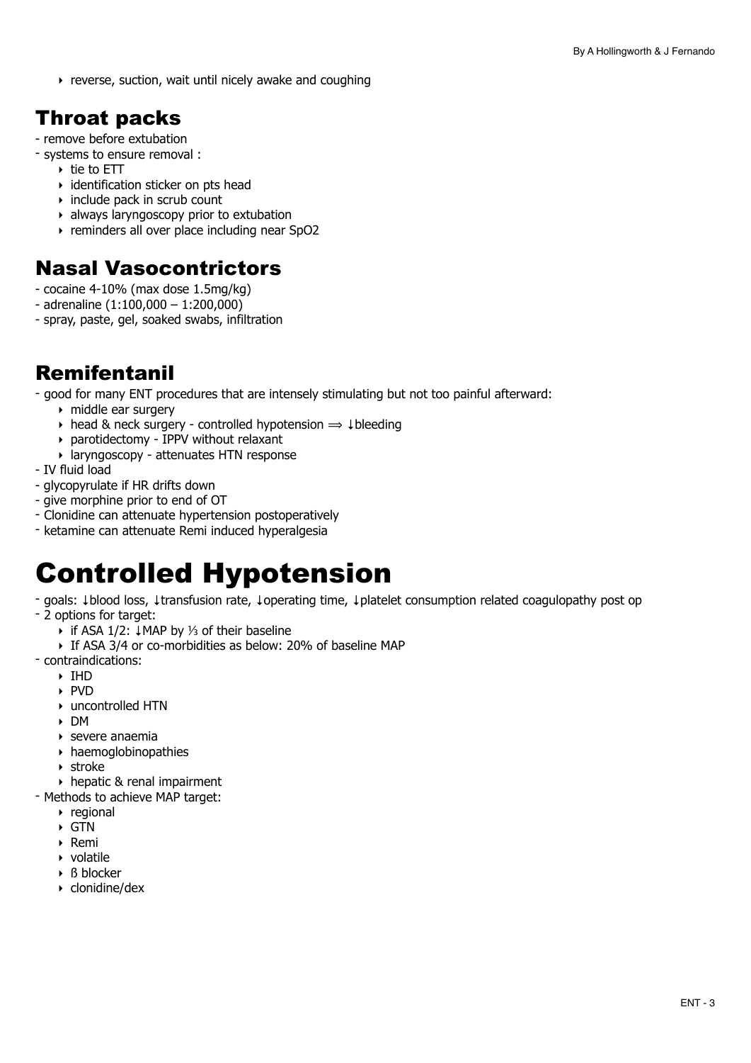- reverse, suction, wait until nicely awake and coughing

## Throat packs

- remove before extubation
- systems to ensure removal :
  - tie to ETT
  - identification sticker on pts head
  - include pack in scrub count
  - always laryngoscopy prior to extubation
  - reminders all over place including near SpO2

## Nasal Vasocontrictors

- cocaine 4-10% (max dose 1.5mg/kg)
- adrenaline (1:100,000 – 1:200,000)
- spray, paste, gel, soaked swabs, infiltration

## Remifentanil

- good for many ENT procedures that are intensely stimulating but not too painful afterward:
  - middle ear surgery
  - head & neck surgery - controlled hypotension ⟹ ↓bleeding
  - parotidectomy - IPPV without relaxant
  - laryngoscopy - attenuates HTN response
- IV fluid load
- glycopyrulate if HR drifts down
- give morphine prior to end of OT
- Clonidine can attenuate hypertension postoperatively
- ketamine can attenuate Remi induced hyperalgesia

# Controlled Hypotension

- goals: ↓blood loss, ↓transfusion rate, ↓operating time, ↓platelet consumption related coagulopathy post op
- 2 options for target:
  - if ASA 1/2: ↓MAP by ⅓ of their baseline
  - If ASA 3/4 or co-morbidities as below: 20% of baseline MAP
- contraindications:
  - IHD
  - PVD
  - uncontrolled HTN
  - DM
  - severe anaemia
  - haemoglobinopathies
  - stroke
  - hepatic & renal impairment
- Methods to achieve MAP target:
  - regional
  - GTN
  - Remi
  - volatile
  - ß blocker
  - clonidine/dex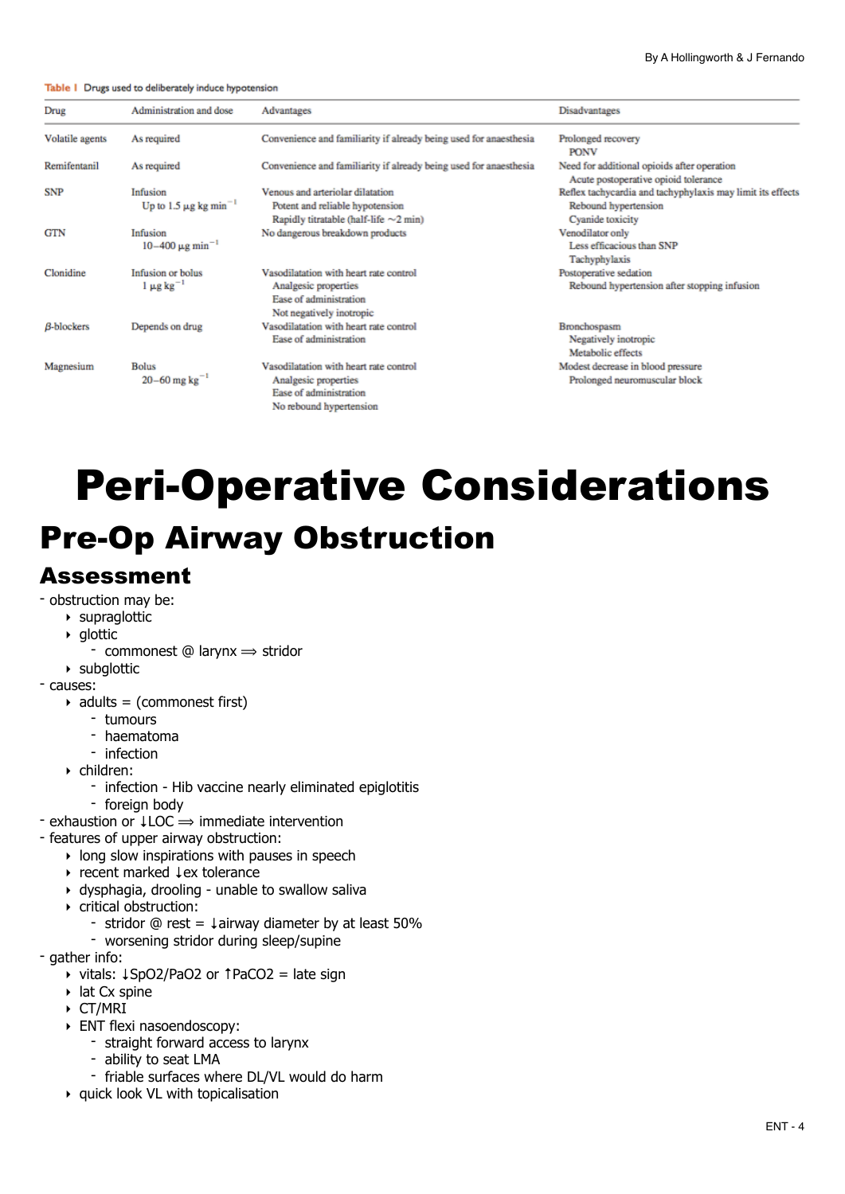**Table 1** Drugs used to deliberately induce hypotension

| Drug | Administration and dose | Advantages | Disadvantages |
|---|---|---|---|
| Volatile agents | As required | Convenience and familiarity if already being used for anaesthesia | Prolonged recovery<br>PONV |
| Remifentanil | As required | Convenience and familiarity if already being used for anaesthesia | Need for additional opioids after operation<br>Acute postoperative opioid tolerance |
| SNP | Infusion<br>Up to 1.5 $\mu$g kg min$^{-1}$ | Venous and arteriolar dilatation<br>Potent and reliable hypotension<br>Rapidly titratable (half-life ~2 min) | Reflex tachycardia and tachyphylaxis may limit its effects<br>Rebound hypertension<br>Cyanide toxicity |
| GTN | Infusion<br>10–400 $\mu$g min$^{-1}$ | No dangerous breakdown products | Venodilator only<br>Less efficacious than SNP<br>Tachyphylaxis |
| Clonidine | Infusion or bolus<br>1 $\mu$g kg$^{-1}$ | Vasodilatation with heart rate control<br>Analgesic properties<br>Ease of administration<br>Not negatively inotropic | Postoperative sedation<br>Rebound hypertension after stopping infusion |
| $\beta$-blockers | Depends on drug | Vasodilatation with heart rate control<br>Ease of administration | Bronchospasm<br>Negatively inotropic<br>Metabolic effects |
| Magnesium | Bolus<br>20–60 mg kg$^{-1}$ | Vasodilatation with heart rate control<br>Analgesic properties<br>Ease of administration<br>No rebound hypertension | Modest decrease in blood pressure<br>Prolonged neuromuscular block |

# Peri-Operative Considerations

## Pre-Op Airway Obstruction

### Assessment

- obstruction may be:
  - supraglottic
  - glottic
    - commonest @ larynx ⟹ stridor
  - subglottic
- causes:
  - adults = (commonest first)
    - tumours
    - haematoma
    - infection
  - children:
    - infection - Hib vaccine nearly eliminated epiglottis
    - foreign body
- exhaustion or ↓LOC ⟹ immediate intervention
- features of upper airway obstruction:
  - long slow inspirations with pauses in speech
  - recent marked ↓ex tolerance
  - dysphagia, drooling - unable to swallow saliva
  - critical obstruction:
    - stridor @ rest = ↓airway diameter by at least 50%
    - worsening stridor during sleep/supine
- gather info:
  - vitals: ↓SpO2/PaO2 or ↑PaCO2 = late sign
  - lat Cx spine
  - CT/MRI
  - ENT flexi nasoendoscopy:
    - straight forward access to larynx
    - ability to seat LMA
    - friable surfaces where DL/VL would do harm
  - quick look VL with topicalisation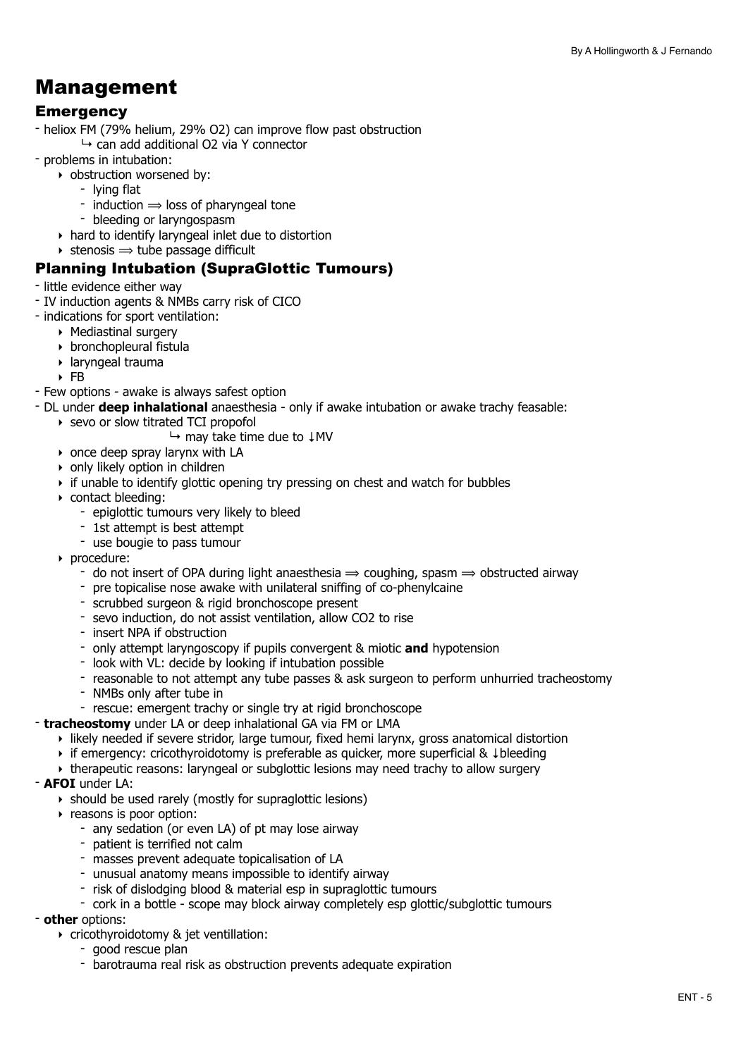# Management

## Emergency

- heliox FM (79% helium, 29% O2) can improve flow past obstruction
  - ↳ can add additional O2 via Y connector
- problems in intubation:
  - obstruction worsened by:
    - lying flat
    - induction ⟹ loss of pharyngeal tone
    - bleeding or laryngospasm
  - hard to identify laryngeal inlet due to distortion
  - stenosis ⟹ tube passage difficult

## Planning Intubation (SupraGlottic Tumours)

- little evidence either way
- IV induction agents & NMBs carry risk of CICO
- indications for sport ventilation:
  - Mediastinal surgery
  - bronchopleural fistula
  - laryngeal trauma
  - FB
- Few options - awake is always safest option
- DL under **deep inhalational** anaesthesia - only if awake intubation or awake trachy feasable:
  - sevo or slow titrated TCI propofol
    - ↳ may take time due to ↓MV
  - once deep spray larynx with LA
  - only likely option in children
  - if unable to identify glottic opening try pressing on chest and watch for bubbles
  - contact bleeding:
    - epiglottic tumours very likely to bleed
    - 1st attempt is best attempt
    - use bougie to pass tumour
  - procedure:
    - do not insert of OPA during light anaesthesia ⟹ coughing, spasm ⟹ obstructed airway
    - pre topicalise nose awake with unilateral sniffing of co-phenylcaine
    - scrubbed surgeon & rigid bronchoscope present
    - sevo induction, do not assist ventilation, allow CO2 to rise
    - insert NPA if obstruction
    - only attempt laryngoscopy if pupils convergent & miotic **and** hypotension
    - look with VL: decide by looking if intubation possible
    - reasonable to not attempt any tube passes & ask surgeon to perform unhurried tracheostomy
    - NMBs only after tube in
    - rescue: emergent trachy or single try at rigid bronchoscope
- **tracheostomy** under LA or deep inhalational GA via FM or LMA
  - likely needed if severe stridor, large tumour, fixed hemi larynx, gross anatomical distortion
  - if emergency: cricothyroidotomy is preferable as quicker, more superficial & ↓bleeding
  - therapeutic reasons: laryngeal or subglottic lesions may need trachy to allow surgery
- **AFOI** under LA:
  - should be used rarely (mostly for supraglottic lesions)
  - reasons is poor option:
    - any sedation (or even LA) of pt may lose airway
    - patient is terrified not calm
    - masses prevent adequate topicalisation of LA
    - unusual anatomy means impossible to identify airway
    - risk of dislodging blood & material esp in supraglottic tumours
    - cork in a bottle - scope may block airway completely esp glottic/subglottic tumours
- **other** options:
  - cricothyroidotomy & jet ventillation:
    - good rescue plan
    - barotrauma real risk as obstruction prevents adequate expiration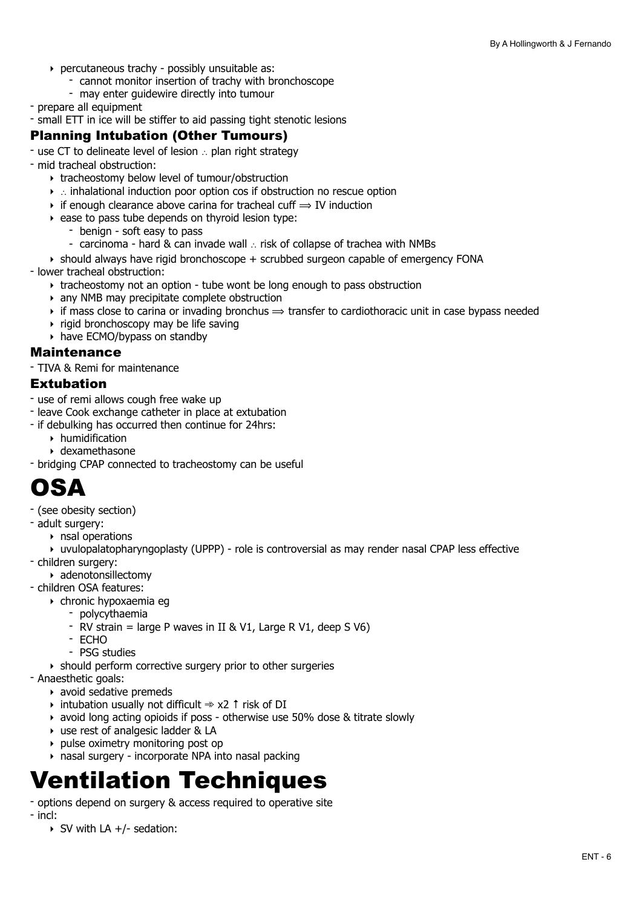- percutaneous trachy - possibly unsuitable as:
  - cannot monitor insertion of trachy with bronchoscope
  - may enter guidewire directly into tumour
- prepare all equipment
- small ETT in ice will be stiffer to aid passing tight stenotic lesions

### Planning Intubation (Other Tumours)

- use CT to delineate level of lesion ∴ plan right strategy
- mid tracheal obstruction:
  - tracheostomy below level of tumour/obstruction
  - ∴ inhalational induction poor option cos if obstruction no rescue option
  - if enough clearance above carina for tracheal cuff ⟹ IV induction
  - ease to pass tube depends on thyroid lesion type:
    - benign - soft easy to pass
    - carcinoma - hard & can invade wall ∴ risk of collapse of trachea with NMBs
  - should always have rigid bronchoscope + scrubbed surgeon capable of emergency FONA
- lower tracheal obstruction:
  - tracheostomy not an option - tube wont be long enough to pass obstruction
  - any NMB may precipitate complete obstruction
  - if mass close to carina or invading bronchus ⟹ transfer to cardiothoracic unit in case bypass needed
  - rigid bronchoscopy may be life saving
  - have ECMO/bypass on standby

### Maintenance

- TIVA & Remi for maintenance

### Extubation

- use of remi allows cough free wake up
- leave Cook exchange catheter in place at extubation
- if debulking has occurred then continue for 24hrs:
  - humidification
  - dexamethasone
- bridging CPAP connected to tracheostomy can be useful

# OSA

- (see obesity section)
- adult surgery:
  - nsal operations
  - uvulopalatopharyngoplasty (UPPP) - role is controversial as may render nasal CPAP less effective
- children surgery:
  - adenotonsillectomy
- children OSA features:
  - chronic hypoxaemia eg
    - polycythaemia
    - RV strain = large P waves in II & V1, Large R V1, deep S V6)
    - ECHO
    - PSG studies
  - should perform corrective surgery prior to other surgeries
- Anaesthetic goals:
  - avoid sedative premeds
  - intubation usually not difficult ⇏ x2 ↑ risk of DI
  - avoid long acting opioids if poss - otherwise use 50% dose & titrate slowly
  - use rest of analgesic ladder & LA
  - pulse oximetry monitoring post op
  - nasal surgery - incorporate NPA into nasal packing

# Ventilation Techniques

- options depend on surgery & access required to operative site
- incl:
  - SV with LA +/- sedation: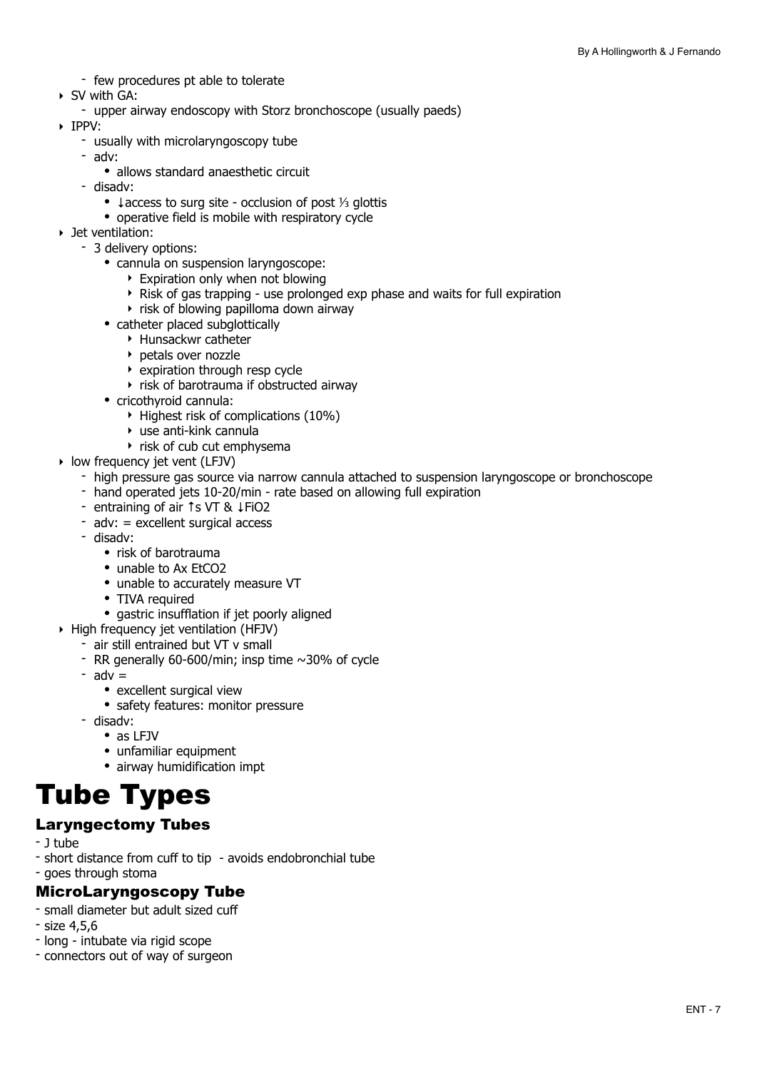- few procedures pt able to tolerate
- SV with GA:
    - upper airway endoscopy with Storz bronchoscope (usually paeds)
- IPPV:
    - usually with microlaryngoscopy tube
    - adv:
        - allows standard anaesthetic circuit
    - disadv:
        - ↓access to surg site - occlusion of post ⅓ glottis
        - operative field is mobile with respiratory cycle
- Jet ventilation:
    - 3 delivery options:
        - cannula on suspension laryngoscope:
            - Expiration only when not blowing
            - Risk of gas trapping - use prolonged exp phase and waits for full expiration
            - risk of blowing papilloma down airway
        - catheter placed subglottically
            - Hunsackwr catheter
            - petals over nozzle
            - expiration through resp cycle
            - risk of barotrauma if obstructed airway
        - cricothyroid cannula:
            - Highest risk of complications (10%)
            - use anti-kink cannula
            - risk of cub cut emphysema
- low frequency jet vent (LFJV)
    - high pressure gas source via narrow cannula attached to suspension laryngoscope or bronchoscope
    - hand operated jets 10-20/min - rate based on allowing full expiration
    - entraining of air ↑s VT & ↓FiO2
    - adv: = excellent surgical access
    - disadv:
        - risk of barotrauma
        - unable to Ax EtCO2
        - unable to accurately measure VT
        - TIVA required
        - gastric insufflation if jet poorly aligned
- High frequency jet ventilation (HFJV)
    - air still entrained but VT v small
    - RR generally 60-600/min; insp time ~30% of cycle
    - adv =
        - excellent surgical view
        - safety features: monitor pressure
    - disadv:
        - as LFJV
        - unfamiliar equipment
        - airway humidification impt

# Tube Types

### Laryngectomy Tubes

- J tube
- short distance from cuff to tip - avoids endobronchial tube
- goes through stoma

### MicroLaryngoscopy Tube

- small diameter but adult sized cuff
- size 4,5,6
- long - intubate via rigid scope
- connectors out of way of surgeon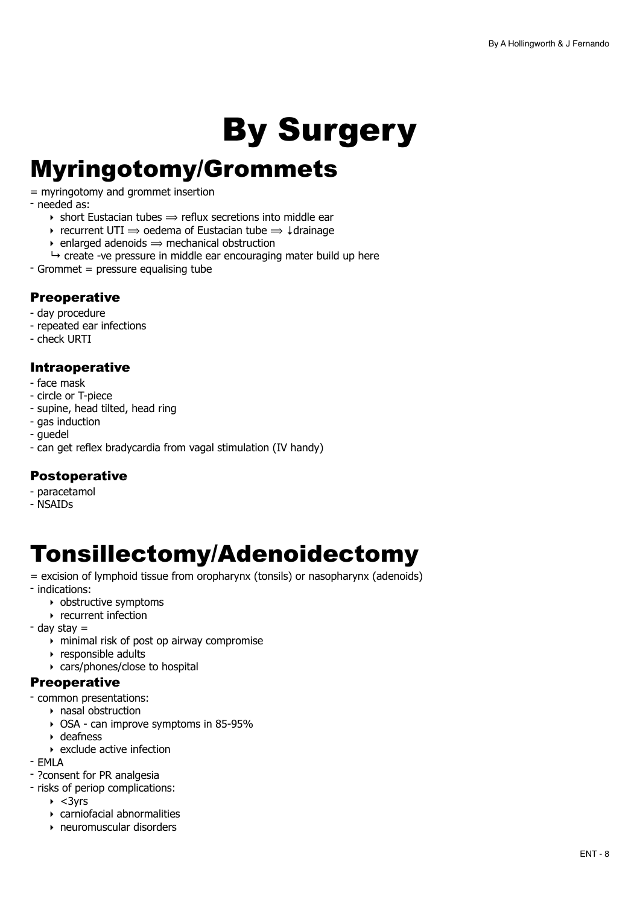# By Surgery

## Myringotomy/Grommets

= myringotomy and grommet insertion

- needed as:
  - short Eustacian tubes ⟹ reflux secretions into middle ear
  - recurrent UTI ⟹ oedema of Eustacian tube ⟹ ↓drainage
  - enlarged adenoids ⟹ mechanical obstruction
  
  ↳ create -ve pressure in middle ear encouraging mater build up here
- Grommet = pressure equalising tube

### Preoperative

- day procedure
- repeated ear infections
- check URTI

### Intraoperative

- face mask
- circle or T-piece
- supine, head tilted, head ring
- gas induction
- guedel
- can get reflex bradycardia from vagal stimulation (IV handy)

### Postoperative

- paracetamol
- NSAIDs

## Tonsillectomy/Adenoidectomy

= excision of lymphoid tissue from oropharynx (tonsils) or nasopharynx (adenoids)

- indications:
  - obstructive symptoms
  - recurrent infection
- day stay =
  - minimal risk of post op airway compromise
  - responsible adults
  - cars/phones/close to hospital

### Preoperative

- common presentations:
  - nasal obstruction
  - OSA - can improve symptoms in 85-95%
  - deafness
  - exclude active infection
- EMLA
- ?consent for PR analgesia
- risks of periop complications:
  - <3yrs
  - carniofacial abnormalities
  - neuromuscular disorders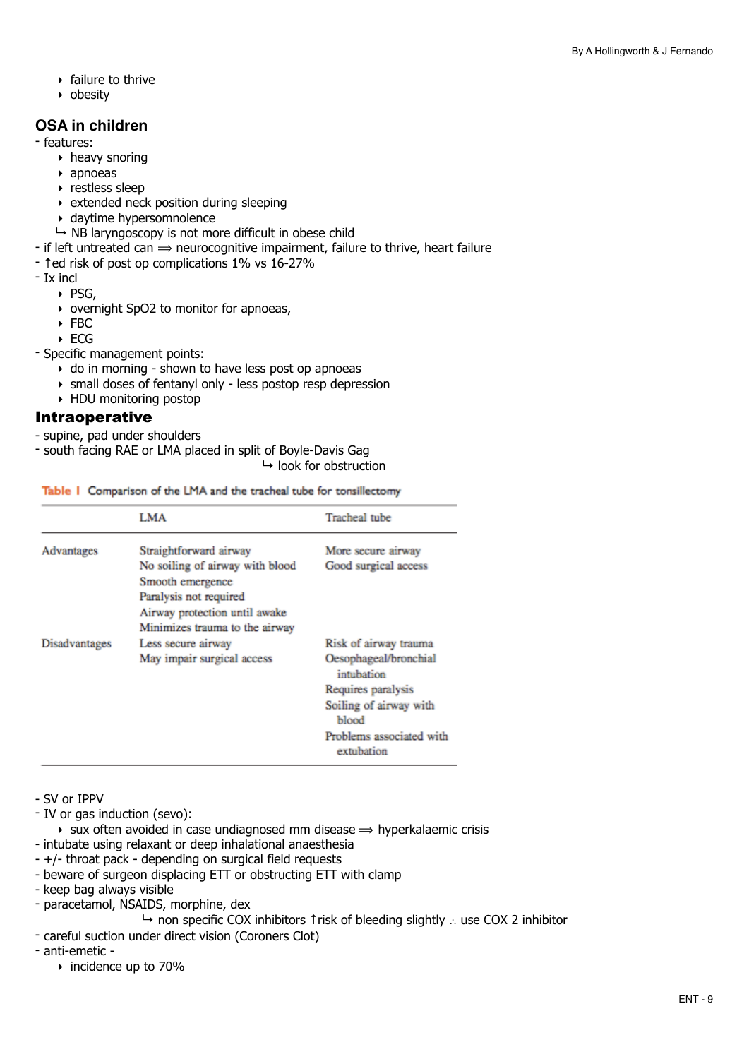- failure to thrive
- obesity

## OSA in children

- features:
  - heavy snoring
  - apnoeas
  - restless sleep
  - extended neck position during sleeping
  - daytime hypersomnolence
  
  ↳ NB laryngoscopy is not more difficult in obese child
- if left untreated can ⟹ neurocognitive impairment, failure to thrive, heart failure
- ↑ed risk of post op complications 1% vs 16-27%
- Ix incl
  - PSG,
  - overnight $SpO_2$ to monitor for apnoeas,
  - FBC
  - ECG
- Specific management points:
  - do in morning - shown to have less post op apnoeas
  - small doses of fentanyl only - less postop resp depression
  - HDU monitoring postop

## Intraoperative

- supine, pad under shoulders
- south facing RAE or LMA placed in split of Boyle-Davis Gag

  ↳ look for obstruction

**Table 1** Comparison of the LMA and the tracheal tube for tonsillectomy

| | LMA | Tracheal tube |
|---|---|---|
| Advantages | Straightforward airway<br>No soiling of airway with blood<br>Smooth emergence<br>Paralysis not required<br>Airway protection until awake<br>Minimizes trauma to the airway | More secure airway<br>Good surgical access |
| Disadvantages | Less secure airway<br>May impair surgical access | Risk of airway trauma<br>Oesophageal/bronchial intubation<br>Requires paralysis<br>Soiling of airway with blood<br>Problems associated with extubation |

- SV or IPPV
- IV or gas induction (sevo):
  - sux often avoided in case undiagnosed mm disease ⟹ hyperkalaemic crisis
- intubate using relaxant or deep inhalational anaesthesia
- +/- throat pack - depending on surgical field requests
- beware of surgeon displacing ETT or obstructing ETT with clamp
- keep bag always visible
- paracetamol, NSAIDS, morphine, dex

  ↳ non specific COX inhibitors ↑risk of bleeding slightly ∴ use COX 2 inhibitor
- careful suction under direct vision (Coroners Clot)
- anti-emetic -
  - incidence up to 70%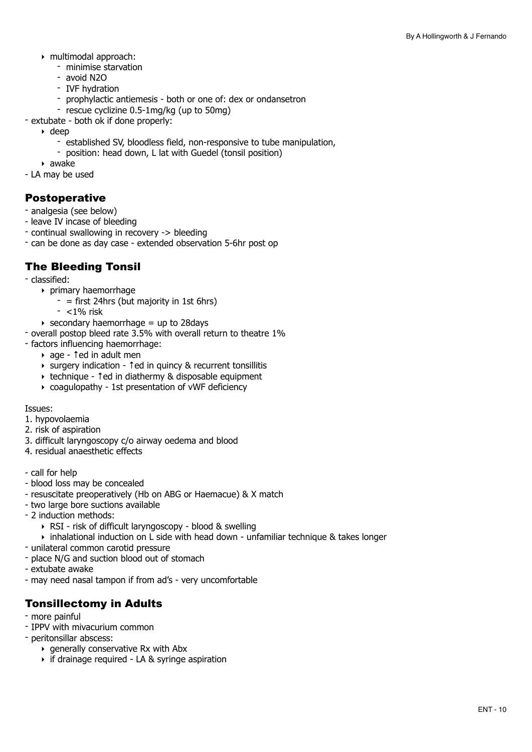- multimodal approach:
  - minimise starvation
  - avoid $N_2O$
  - IVF hydration
  - prophylactic antiemesis - both or one of: dex or ondansetron
  - rescue cyclizine 0.5-1mg/kg (up to 50mg)
- extubate - both ok if done properly:
  - deep
    - established SV, bloodless field, non-responsive to tube manipulation,
    - position: head down, L lat with Guedel (tonsil position)
  - awake
- LA may be used

## Postoperative

- analgesia (see below)
- leave IV incase of bleeding
- continual swallowing in recovery -> bleeding
- can be done as day case - extended observation 5-6hr post op

## The Bleeding Tonsil

- classified:
  - primary haemorrhage
    - = first 24hrs (but majority in 1st 6hrs)
    - <1% risk
  - secondary haemorrhage = up to 28days
- overall postop bleed rate 3.5% with overall return to theatre 1%
- factors influencing haemorrhage:
  - age - ↑ed in adult men
  - surgery indication - ↑ed in quincy & recurrent tonsillitis
  - technique - ↑ed in diathermy & disposable equipment
  - coagulopathy - 1st presentation of vWF deficiency

Issues:

1. hypovolaemia
2. risk of aspiration
3. difficult laryngoscopy c/o airway oedema and blood
4. residual anaesthetic effects

- call for help
- blood loss may be concealed
- resuscitate preoperatively (Hb on ABG or Haemacue) & X match
- two large bore suctions available
- 2 induction methods:
  - RSI - risk of difficult laryngoscopy - blood & swelling
  - inhalational induction on L side with head down - unfamiliar technique & takes longer
- unilateral common carotid pressure
- place N/G and suction blood out of stomach
- extubate awake
- may need nasal tampon if from ad's - very uncomfortable

## Tonsillectomy in Adults

- more painful
- IPPV with mivacurium common
- peritonsillar abscess:
  - generally conservative Rx with Abx
  - if drainage required - LA & syringe aspiration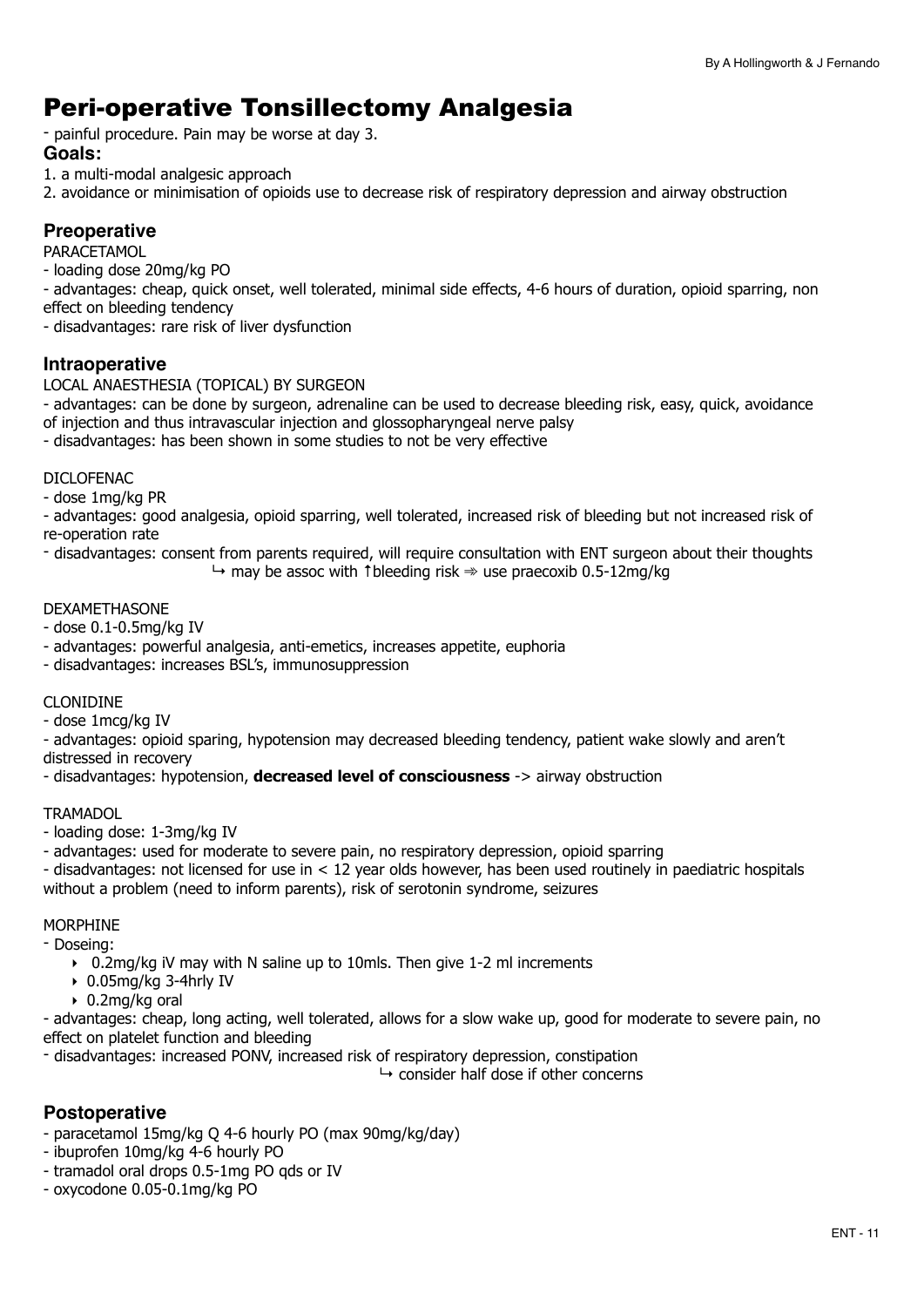# Peri-operative Tonsillectomy Analgesia

- painful procedure. Pain may be worse at day 3.

**Goals:**

1. a multi-modal analgesic approach
2. avoidance or minimisation of opioids use to decrease risk of respiratory depression and airway obstruction

## Preoperative

PARACETAMOL

- loading dose 20mg/kg PO
- advantages: cheap, quick onset, well tolerated, minimal side effects, 4-6 hours of duration, opioid sparring, non effect on bleeding tendency
- disadvantages: rare risk of liver dysfunction

## Intraoperative

LOCAL ANAESTHESIA (TOPICAL) BY SURGEON

- advantages: can be done by surgeon, adrenaline can be used to decrease bleeding risk, easy, quick, avoidance of injection and thus intravascular injection and glossopharyngeal nerve palsy
- disadvantages: has been shown in some studies to not be very effective

DICLOFENAC

- dose 1mg/kg PR
- advantages: good analgesia, opioid sparring, well tolerated, increased risk of bleeding but not increased risk of re-operation rate
- disadvantages: consent from parents required, will require consultation with ENT surgeon about their thoughts
  ↳ may be assoc with ↑bleeding risk ⇛ use praecoxib 0.5-12mg/kg

DEXAMETHASONE

- dose 0.1-0.5mg/kg IV
- advantages: powerful analgesia, anti-emetics, increases appetite, euphoria
- disadvantages: increases BSL's, immunosuppression

CLONIDINE

- dose 1mcg/kg IV
- advantages: opioid sparing, hypotension may decreased bleeding tendency, patient wake slowly and aren't distressed in recovery
- disadvantages: hypotension, **decreased level of consciousness** -> airway obstruction

TRAMADOL

- loading dose: 1-3mg/kg IV
- advantages: used for moderate to severe pain, no respiratory depression, opioid sparring
- disadvantages: not licensed for use in < 12 year olds however, has been used routinely in paediatric hospitals without a problem (need to inform parents), risk of serotonin syndrome, seizures

MORPHINE

- Doseing:
  - 0.2mg/kg iV may with N saline up to 10mls. Then give 1-2 ml increments
  - 0.05mg/kg 3-4hrly IV
  - 0.2mg/kg oral
- advantages: cheap, long acting, well tolerated, allows for a slow wake up, good for moderate to severe pain, no effect on platelet function and bleeding
- disadvantages: increased PONV, increased risk of respiratory depression, constipation
  ↳ consider half dose if other concerns

## Postoperative

- paracetamol 15mg/kg Q 4-6 hourly PO (max 90mg/kg/day)
- ibuprofen 10mg/kg 4-6 hourly PO
- tramadol oral drops 0.5-1mg PO qds or IV
- oxycodone 0.05-0.1mg/kg PO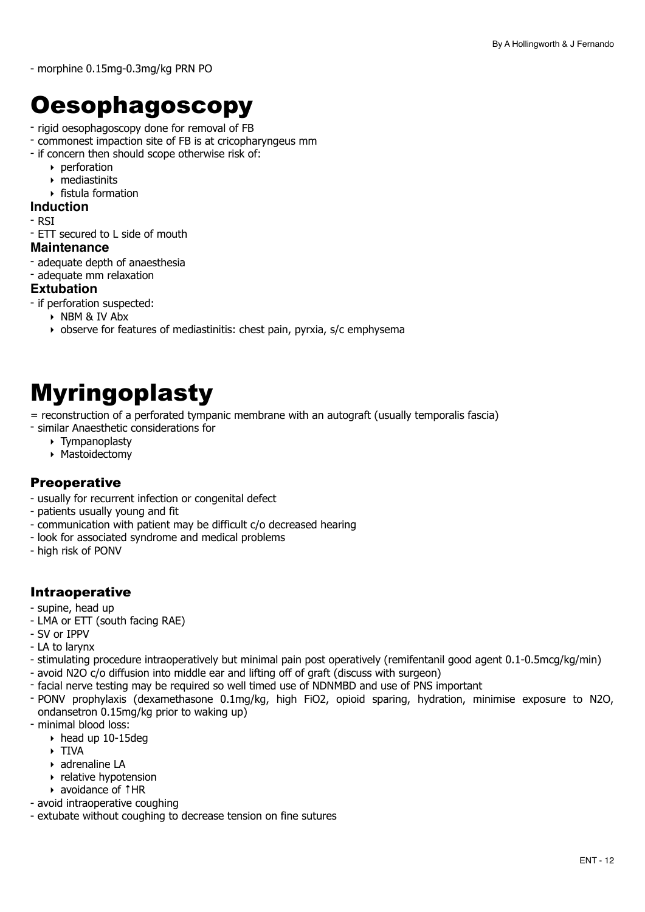- morphine 0.15mg-0.3mg/kg PRN PO

# Oesophagoscopy

- rigid oesophagoscopy done for removal of FB
- commonest impaction site of FB is at cricopharyngeus mm
- if concern then should scope otherwise risk of:
    - perforation
    - mediastinits
    - fistula formation

### Induction

- RSI
- ETT secured to L side of mouth

### Maintenance

- adequate depth of anaesthesia
- adequate mm relaxation

### Extubation

- if perforation suspected:
    - NBM & IV Abx
    - observe for features of mediastinitis: chest pain, pyrxia, s/c emphysema

# Myringoplasty

= reconstruction of a perforated tympanic membrane with an autograft (usually temporalis fascia)

- similar Anaesthetic considerations for
    - Tympanoplasty
    - Mastoidectomy

## Preoperative

- usually for recurrent infection or congenital defect
- patients usually young and fit
- communication with patient may be difficult c/o decreased hearing
- look for associated syndrome and medical problems
- high risk of PONV

## Intraoperative

- supine, head up
- LMA or ETT (south facing RAE)
- SV or IPPV
- LA to larynx
- stimulating procedure intraoperatively but minimal pain post operatively (remifentanil good agent 0.1-0.5mcg/kg/min)
- avoid $N_2O$ c/o diffusion into middle ear and lifting off of graft (discuss with surgeon)
- facial nerve testing may be required so well timed use of NDNMBD and use of PNS important
- PONV prophylaxis (dexamethasone 0.1mg/kg, high $FiO_2$, opioid sparing, hydration, minimise exposure to $N_2O$, ondansetron 0.15mg/kg prior to waking up)
- minimal blood loss:
    - head up 10-15deg
    - TIVA
    - adrenaline LA
    - relative hypotension
    - avoidance of ↑HR
- avoid intraoperative coughing
- extubate without coughing to decrease tension on fine sutures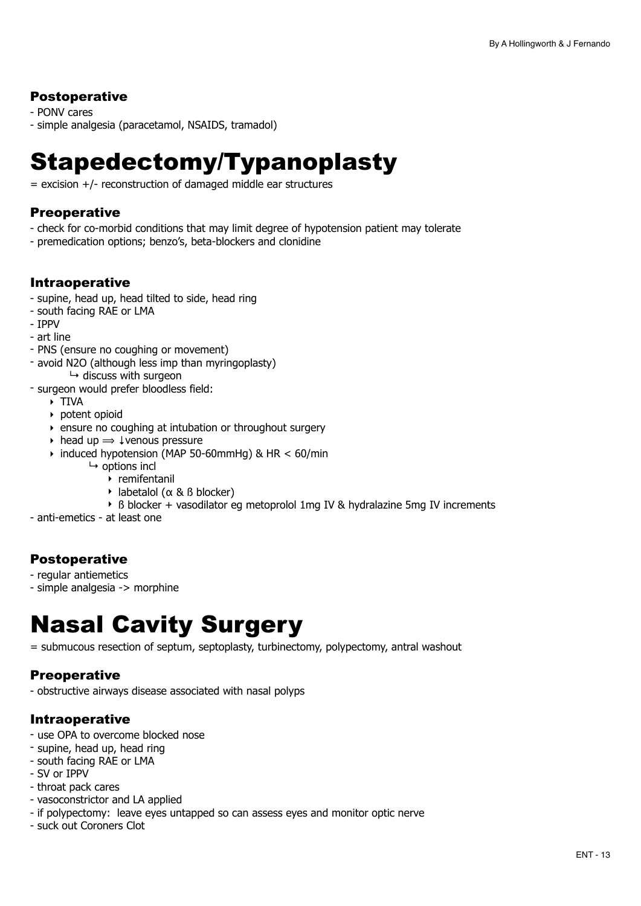### Postoperative

- PONV cares
- simple analgesia (paracetamol, NSAIDS, tramadol)

# Stapedectomy/Typanoplasty

= excision +/- reconstruction of damaged middle ear structures

### Preoperative

- check for co-morbid conditions that may limit degree of hypotension patient may tolerate
- premedication options; benzo's, beta-blockers and clonidine

### Intraoperative

- supine, head up, head tilted to side, head ring
- south facing RAE or LMA
- IPPV
- art line
- PNS (ensure no coughing or movement)
- avoid N2O (although less imp than myringoplasty)
  - ↳ discuss with surgeon
- surgeon would prefer bloodless field:
  - TIVA
  - potent opioid
  - ensure no coughing at intubation or throughout surgery
  - head up ⟹ ↓venous pressure
  - induced hypotension (MAP 50-60mmHg) & HR < 60/min
    - ↳ options incl
      - remifentanil
      - labetalol (α & ß blocker)
      - ß blocker + vasodilator eg metoprolol 1mg IV & hydralazine 5mg IV increments
- anti-emetics - at least one

### Postoperative

- regular antiemetics
- simple analgesia -> morphine

# Nasal Cavity Surgery

= submucous resection of septum, septoplasty, turbinectomy, polypectomy, antral washout

### Preoperative

- obstructive airways disease associated with nasal polyps

### Intraoperative

- use OPA to overcome blocked nose
- supine, head up, head ring
- south facing RAE or LMA
- SV or IPPV
- throat pack cares
- vasoconstrictor and LA applied
- if polypectomy: leave eyes untapped so can assess eyes and monitor optic nerve
- suck out Coroners Clot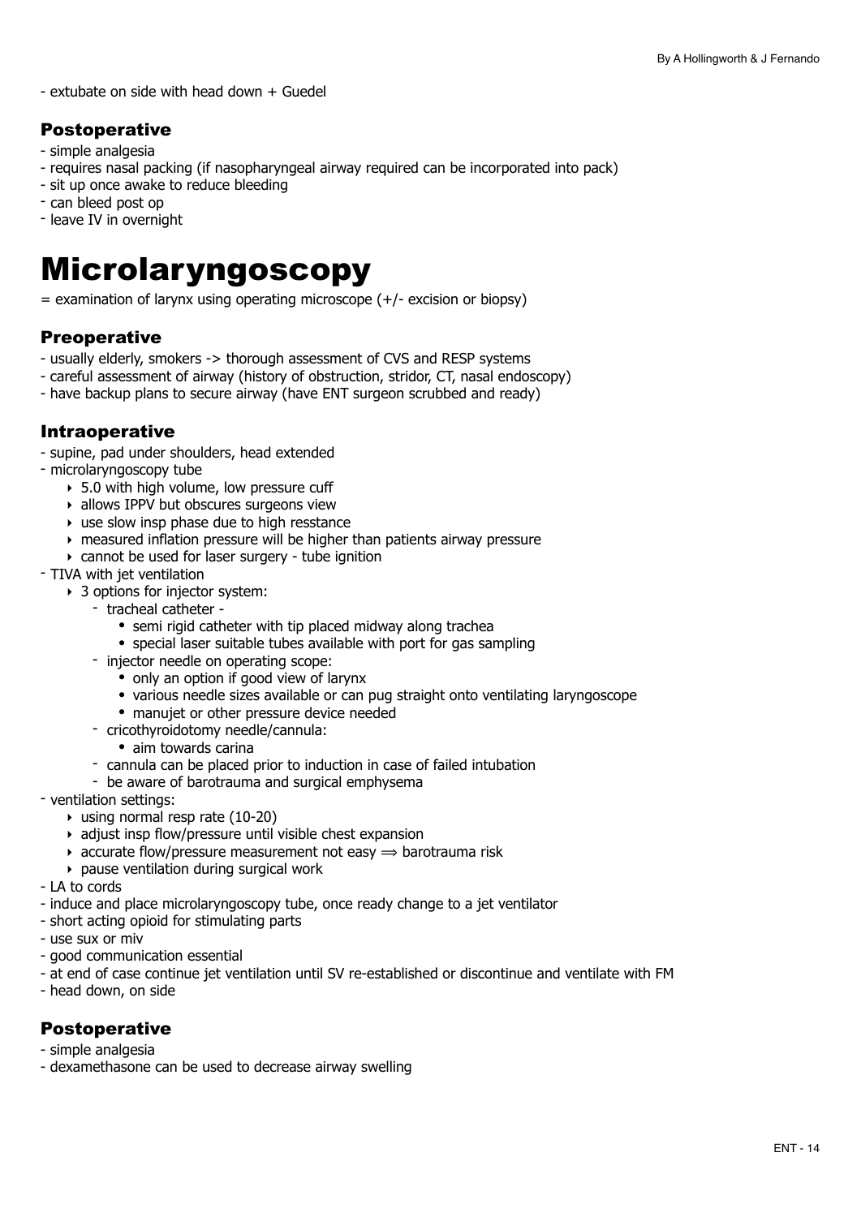- extubate on side with head down + Guedel

### Postoperative

- simple analgesia
- requires nasal packing (if nasopharyngeal airway required can be incorporated into pack)
- sit up once awake to reduce bleeding
- can bleed post op
- leave IV in overnight

# Microlaryngoscopy

= examination of larynx using operating microscope (+/- excision or biopsy)

### Preoperative

- usually elderly, smokers -> thorough assessment of CVS and RESP systems
- careful assessment of airway (history of obstruction, stridor, CT, nasal endoscopy)
- have backup plans to secure airway (have ENT surgeon scrubbed and ready)

### Intraoperative

- supine, pad under shoulders, head extended
- microlaryngoscopy tube
    - 5.0 with high volume, low pressure cuff
    - allows IPPV but obscures surgeons view
    - use slow insp phase due to high resstance
    - measured inflation pressure will be higher than patients airway pressure
    - cannot be used for laser surgery - tube ignition
- TIVA with jet ventilation
    - 3 options for injector system:
        - tracheal catheter -
            - semi rigid catheter with tip placed midway along trachea
            - special laser suitable tubes available with port for gas sampling
        - injector needle on operating scope:
            - only an option if good view of larynx
            - various needle sizes available or can pug straight onto ventilating laryngoscope
            - manujet or other pressure device needed
        - cricothyroidotomy needle/cannula:
            - aim towards carina
        - cannula can be placed prior to induction in case of failed intubation
        - be aware of barotrauma and surgical emphysema
- ventilation settings:
    - using normal resp rate (10-20)
    - adjust insp flow/pressure until visible chest expansion
    - accurate flow/pressure measurement not easy ⟹ barotrauma risk
    - pause ventilation during surgical work
- LA to cords
- induce and place microlaryngoscopy tube, once ready change to a jet ventilator
- short acting opioid for stimulating parts
- use sux or miv
- good communication essential
- at end of case continue jet ventilation until SV re-established or discontinue and ventilate with FM
- head down, on side

### Postoperative

- simple analgesia
- dexamethasone can be used to decrease airway swelling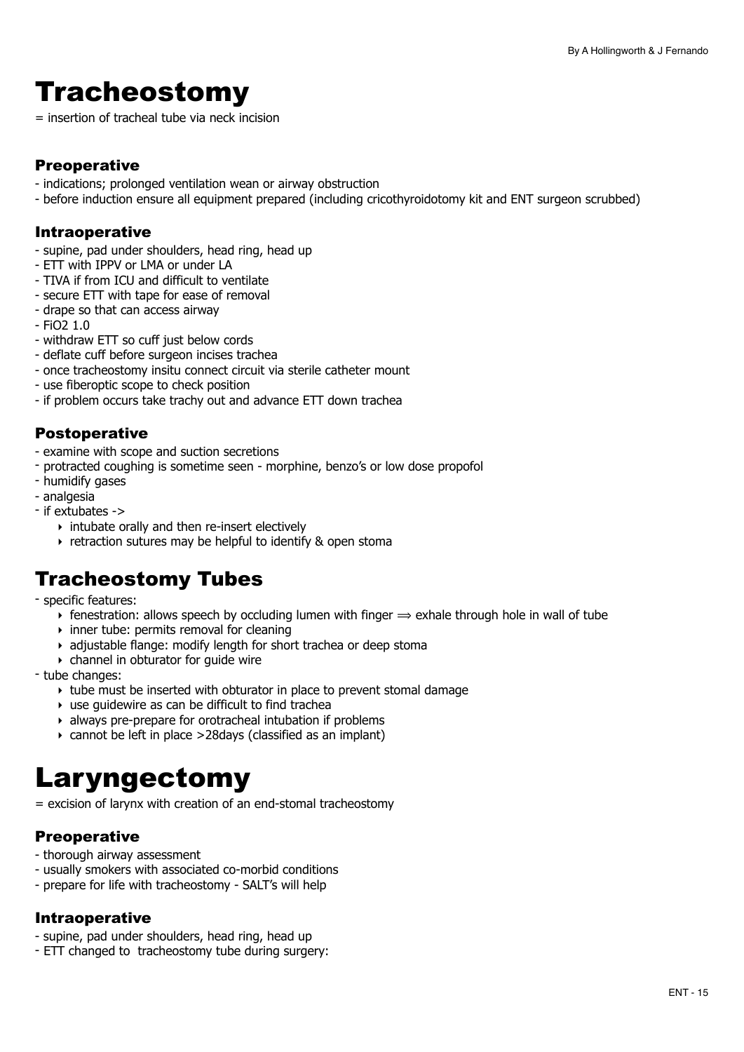# Tracheostomy

= insertion of tracheal tube via neck incision

### Preoperative

- indications; prolonged ventilation wean or airway obstruction
- before induction ensure all equipment prepared (including cricothyroidotomy kit and ENT surgeon scrubbed)

### Intraoperative

- supine, pad under shoulders, head ring, head up
- ETT with IPPV or LMA or under LA
- TIVA if from ICU and difficult to ventilate
- secure ETT with tape for ease of removal
- drape so that can access airway
- FiO2 1.0
- withdraw ETT so cuff just below cords
- deflate cuff before surgeon incises trachea
- once tracheostomy insitu connect circuit via sterile catheter mount
- use fiberoptic scope to check position
- if problem occurs take trachy out and advance ETT down trachea

### Postoperative

- examine with scope and suction secretions
- protracted coughing is sometime seen - morphine, benzo's or low dose propofol
- humidify gases
- analgesia
- if extubates ->
    - intubate orally and then re-insert electively
    - retraction sutures may be helpful to identify & open stoma

## Tracheostomy Tubes

- specific features:
    - fenestration: allows speech by occluding lumen with finger ⟹ exhale through hole in wall of tube
    - inner tube: permits removal for cleaning
    - adjustable flange: modify length for short trachea or deep stoma
    - channel in obturator for guide wire
- tube changes:
    - tube must be inserted with obturator in place to prevent stomal damage
    - use guidewire as can be difficult to find trachea
    - always pre-prepare for orotracheal intubation if problems
    - cannot be left in place >28days (classified as an implant)

# Laryngectomy

= excision of larynx with creation of an end-stomal tracheostomy

### Preoperative

- thorough airway assessment
- usually smokers with associated co-morbid conditions
- prepare for life with tracheostomy - SALT's will help

### Intraoperative

- supine, pad under shoulders, head ring, head up
- ETT changed to tracheostomy tube during surgery: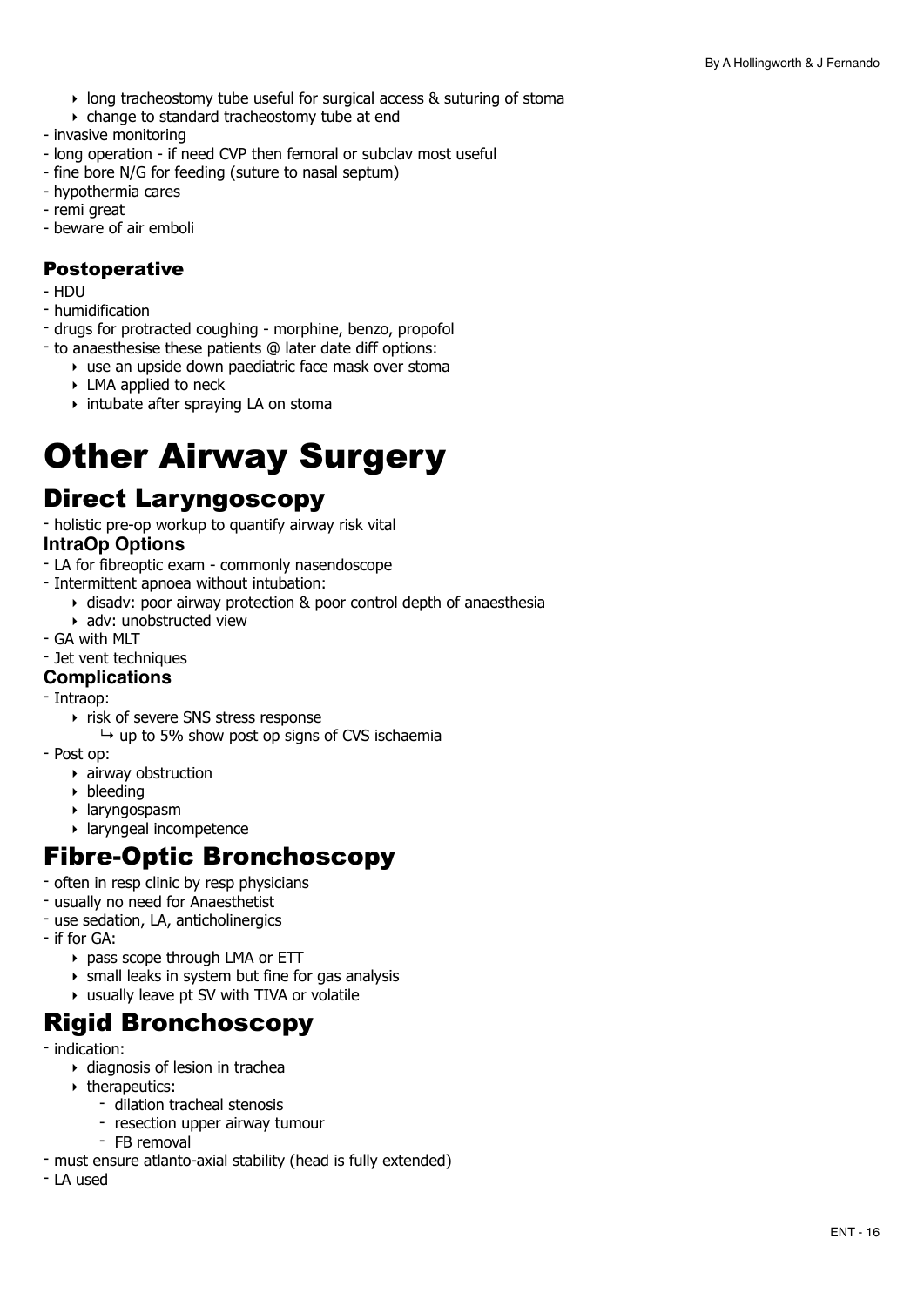- long tracheostomy tube useful for surgical access & suturing of stoma
    - change to standard tracheostomy tube at end
- invasive monitoring
- long operation - if need CVP then femoral or subclav most useful
- fine bore N/G for feeding (suture to nasal septum)
- hypothermia cares
- remi great
- beware of air emboli

### Postoperative

- HDU
- humidification
- drugs for protracted coughing - morphine, benzo, propofol
- to anaesthesise these patients @ later date diff options:
    - use an upside down paediatric face mask over stoma
    - LMA applied to neck
    - intubate after spraying LA on stoma

# Other Airway Surgery

## Direct Laryngoscopy

- holistic pre-op workup to quantify airway risk vital

### IntraOp Options

- LA for fibreoptic exam - commonly nasendoscope
- Intermittent apnoea without intubation:
    - disadv: poor airway protection & poor control depth of anaesthesia
    - adv: unobstructed view
- GA with MLT
- Jet vent techniques

### Complications

- Intraop:
    - risk of severe SNS stress response
        - ↪ up to 5% show post op signs of CVS ischaemia
- Post op:
    - airway obstruction
    - bleeding
    - laryngospasm
    - laryngeal incompetence

## Fibre-Optic Bronchoscopy

- often in resp clinic by resp physicians
- usually no need for Anaesthetist
- use sedation, LA, anticholinergics
- if for GA:
    - pass scope through LMA or ETT
    - small leaks in system but fine for gas analysis
    - usually leave pt SV with TIVA or volatile

## Rigid Bronchoscopy

- indication:
    - diagnosis of lesion in trachea
    - therapeutics:
        - dilation tracheal stenosis
        - resection upper airway tumour
        - FB removal
- must ensure atlanto-axial stability (head is fully extended)
- LA used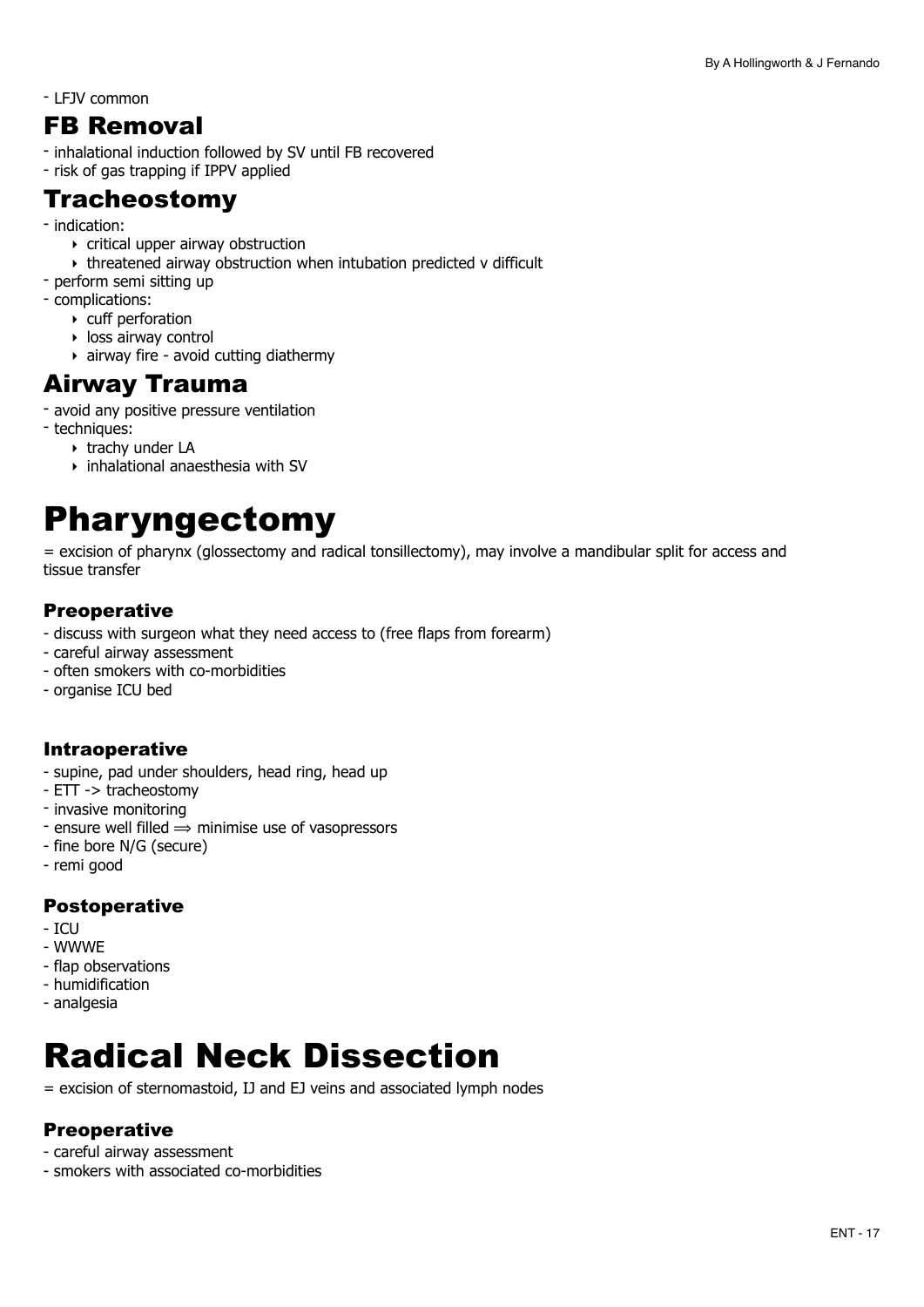- LFJV common

## FB Removal

- inhalational induction followed by SV until FB recovered
- risk of gas trapping if IPPV applied

## Tracheostomy

- indication:
    - critical upper airway obstruction
    - threatened airway obstruction when intubation predicted v difficult
- perform semi sitting up
- complications:
    - cuff perforation
    - loss airway control
    - airway fire - avoid cutting diathermy

## Airway Trauma

- avoid any positive pressure ventilation
- techniques:
    - trachy under LA
    - inhalational anaesthesia with SV

# Pharyngectomy

= excision of pharynx (glossectomy and radical tonsillectomy), may involve a mandibular split for access and tissue transfer

### Preoperative

- discuss with surgeon what they need access to (free flaps from forearm)
- careful airway assessment
- often smokers with co-morbidities
- organise ICU bed

### Intraoperative

- supine, pad under shoulders, head ring, head up
- ETT -> tracheostomy
- invasive monitoring
- ensure well filled ⟹ minimise use of vasopressors
- fine bore N/G (secure)
- remi good

### Postoperative

- ICU
- WWWE
- flap observations
- humidification
- analgesia

# Radical Neck Dissection

= excision of sternomastoid, IJ and EJ veins and associated lymph nodes

### Preoperative

- careful airway assessment
- smokers with associated co-morbidities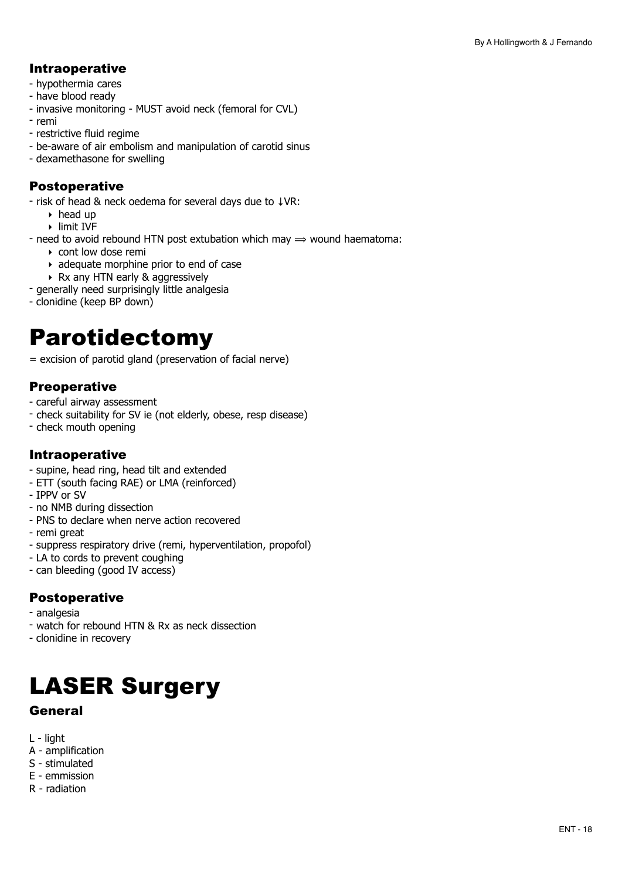### Intraoperative

- hypothermia cares
- have blood ready
- invasive monitoring - MUST avoid neck (femoral for CVL)
- remi
- restrictive fluid regime
- be-aware of air embolism and manipulation of carotid sinus
- dexamethasone for swelling

### Postoperative

- risk of head & neck oedema for several days due to ↓VR:
    - head up
    - limit IVF
- need to avoid rebound HTN post extubation which may ⟹ wound haematoma:
    - cont low dose remi
    - adequate morphine prior to end of case
    - Rx any HTN early & aggressively
- generally need surprisingly little analgesia
- clonidine (keep BP down)

# Parotidectomy

= excision of parotid gland (preservation of facial nerve)

### Preoperative

- careful airway assessment
- check suitability for SV ie (not elderly, obese, resp disease)
- check mouth opening

### Intraoperative

- supine, head ring, head tilt and extended
- ETT (south facing RAE) or LMA (reinforced)
- IPPV or SV
- no NMB during dissection
- PNS to declare when nerve action recovered
- remi great
- suppress respiratory drive (remi, hyperventilation, propofol)
- LA to cords to prevent coughing
- can bleeding (good IV access)

### Postoperative

- analgesia
- watch for rebound HTN & Rx as neck dissection
- clonidine in recovery

# LASER Surgery

### General

L - light
A - amplification
S - stimulated
E - emmission
R - radiation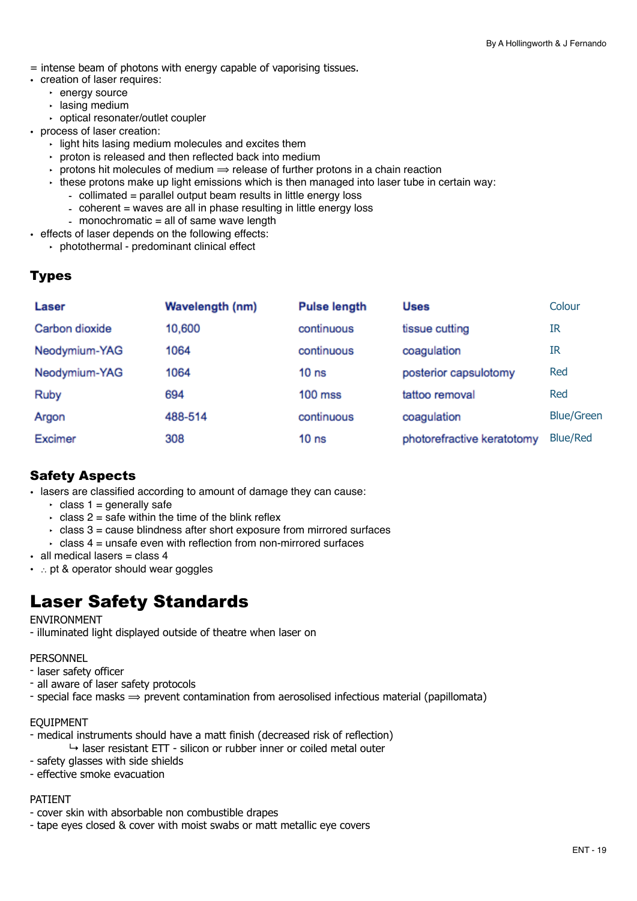= intense beam of photons with energy capable of vaporising tissues.

- creation of laser requires:
  - energy source
  - lasing medium
  - optical resonater/outlet coupler
- process of laser creation:
  - light hits lasing medium molecules and excites them
  - proton is released and then reflected back into medium
  - protons hit molecules of medium ⟹ release of further protons in a chain reaction
  - these protons make up light emissions which is then managed into laser tube in certain way:
    - collimated = parallel output beam results in little energy loss
    - coherent = waves are all in phase resulting in little energy loss
    - monochromatic = all of same wave length
- effects of laser depends on the following effects:
  - photothermal - predominant clinical effect

## Types

| Laser | Wavelength (nm) | Pulse length | Uses | Colour |
|---|---|---|---|---|
| Carbon dioxide | 10,600 | continuous | tissue cutting | IR |
| Neodymium-YAG | 1064 | continuous | coagulation | IR |
| Neodymium-YAG | 1064 | 10 ns | posterior capsulotomy | Red |
| Ruby | 694 | 100 mss | tattoo removal | Red |
| Argon | 488-514 | continuous | coagulation | Blue/Green |
| Excimer | 308 | 10 ns | photorefractive keratotomy | Blue/Red |

## Safety Aspects

- lasers are classified according to amount of damage they can cause:
  - class 1 = generally safe
  - class 2 = safe within the time of the blink reflex
  - class 3 = cause blindness after short exposure from mirrored surfaces
  - class 4 = unsafe even with reflection from non-mirrored surfaces
- all medical lasers = class 4
- ∴ pt & operator should wear goggles

# Laser Safety Standards

ENVIRONMENT

- illuminated light displayed outside of theatre when laser on

PERSONNEL

- laser safety officer
- all aware of laser safety protocols
- special face masks ⟹ prevent contamination from aerosolised infectious material (papillomata)

EQUIPMENT

- medical instruments should have a matt finish (decreased risk of reflection)
  - ↳ laser resistant ETT - silicon or rubber inner or coiled metal outer
- safety glasses with side shields
- effective smoke evacuation

PATIENT

- cover skin with absorbable non combustible drapes
- tape eyes closed & cover with moist swabs or matt metallic eye covers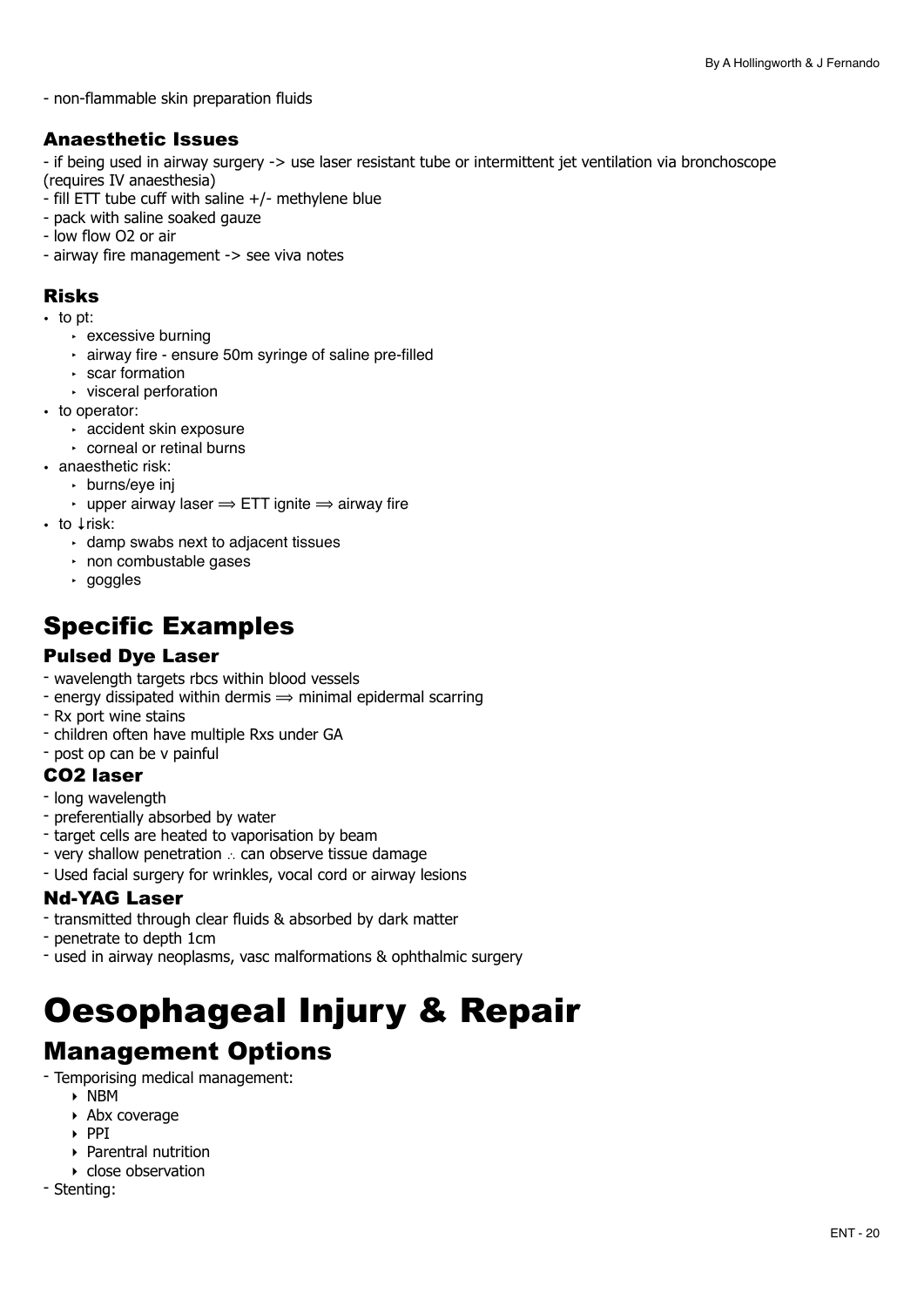- non-flammable skin preparation fluids

### Anaesthetic Issues

- if being used in airway surgery -> use laser resistant tube or intermittent jet ventilation via bronchoscope (requires IV anaesthesia)
- fill ETT tube cuff with saline +/- methylene blue
- pack with saline soaked gauze
- low flow O2 or air
- airway fire management -> see viva notes

### Risks

- to pt:
  - excessive burning
  - airway fire - ensure 50m syringe of saline pre-filled
  - scar formation
  - visceral perforation
- to operator:
  - accident skin exposure
  - corneal or retinal burns
- anaesthetic risk:
  - burns/eye inj
  - upper airway laser ⟹ ETT ignite ⟹ airway fire
- to ↓risk:
  - damp swabs next to adjacent tissues
  - non combustable gases
  - goggles

## Specific Examples

### Pulsed Dye Laser

- wavelength targets rbcs within blood vessels
- energy dissipated within dermis ⟹ minimal epidermal scarring
- Rx port wine stains
- children often have multiple Rxs under GA
- post op can be v painful

### CO2 laser

- long wavelength
- preferentially absorbed by water
- target cells are heated to vaporisation by beam
- very shallow penetration ∴ can observe tissue damage
- Used facial surgery for wrinkles, vocal cord or airway lesions

### Nd-YAG Laser

- transmitted through clear fluids & absorbed by dark matter
- penetrate to depth 1cm
- used in airway neoplasms, vasc malformations & ophthalmic surgery

# Oesophageal Injury & Repair

## Management Options

- Temporising medical management:
  - NBM
  - Abx coverage
  - PPI
  - Parentral nutrition
  - close observation
- Stenting: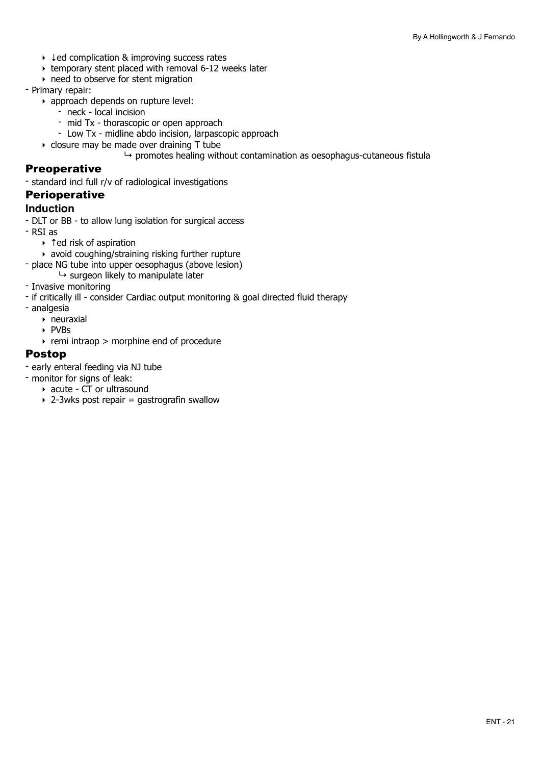- ↓ed complication & improving success rates
- temporary stent placed with removal 6-12 weeks later
- need to observe for stent migration

- Primary repair:
  - approach depends on rupture level:
    - neck - local incision
    - mid Tx - thorascopic or open approach
    - Low Tx - midline abdo incision, larpascopic approach
  - closure may be made over draining T tube
    - ↳ promotes healing without contamination as oesophagus-cutaneous fistula

## Preoperative

- standard incl full r/v of radiological investigations

## Perioperative

### Induction

- DLT or BB - to allow lung isolation for surgical access
- RSI as
  - ↑ed risk of aspiration
  - avoid coughing/straining risking further rupture
- place NG tube into upper oesophagus (above lesion)
  - ↳ surgeon likely to manipulate later
- Invasive monitoring
- if critically ill - consider Cardiac output monitoring & goal directed fluid therapy
- analgesia
  - neuraxial
  - PVBs
  - remi intraop > morphine end of procedure

## Postop

- early enteral feeding via NJ tube
- monitor for signs of leak:
  - acute - CT or ultrasound
  - 2-3wks post repair = gastrografin swallow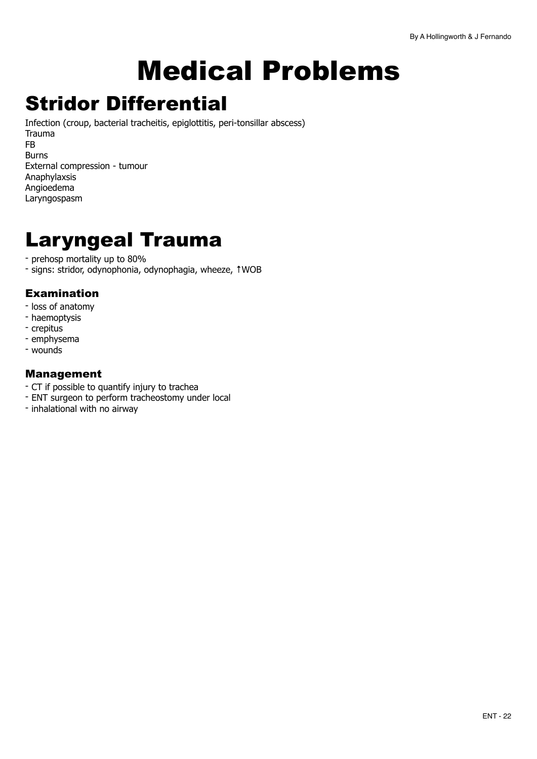# Medical Problems

## Stridor Differential

Infection (croup, bacterial tracheitis, epiglottitis, peri-tonsillar abscess)
Trauma
FB
Burns
External compression - tumour
Anaphylaxsis
Angioedema
Laryngospasm

## Laryngeal Trauma

- prehosp mortality up to 80%
- signs: stridor, odynophonia, odynophagia, wheeze, ↑WOB

### Examination

- loss of anatomy
- haemoptysis
- crepitus
- emphysema
- wounds

### Management

- CT if possible to quantify injury to trachea
- ENT surgeon to perform tracheostomy under local
- inhalational with no airway